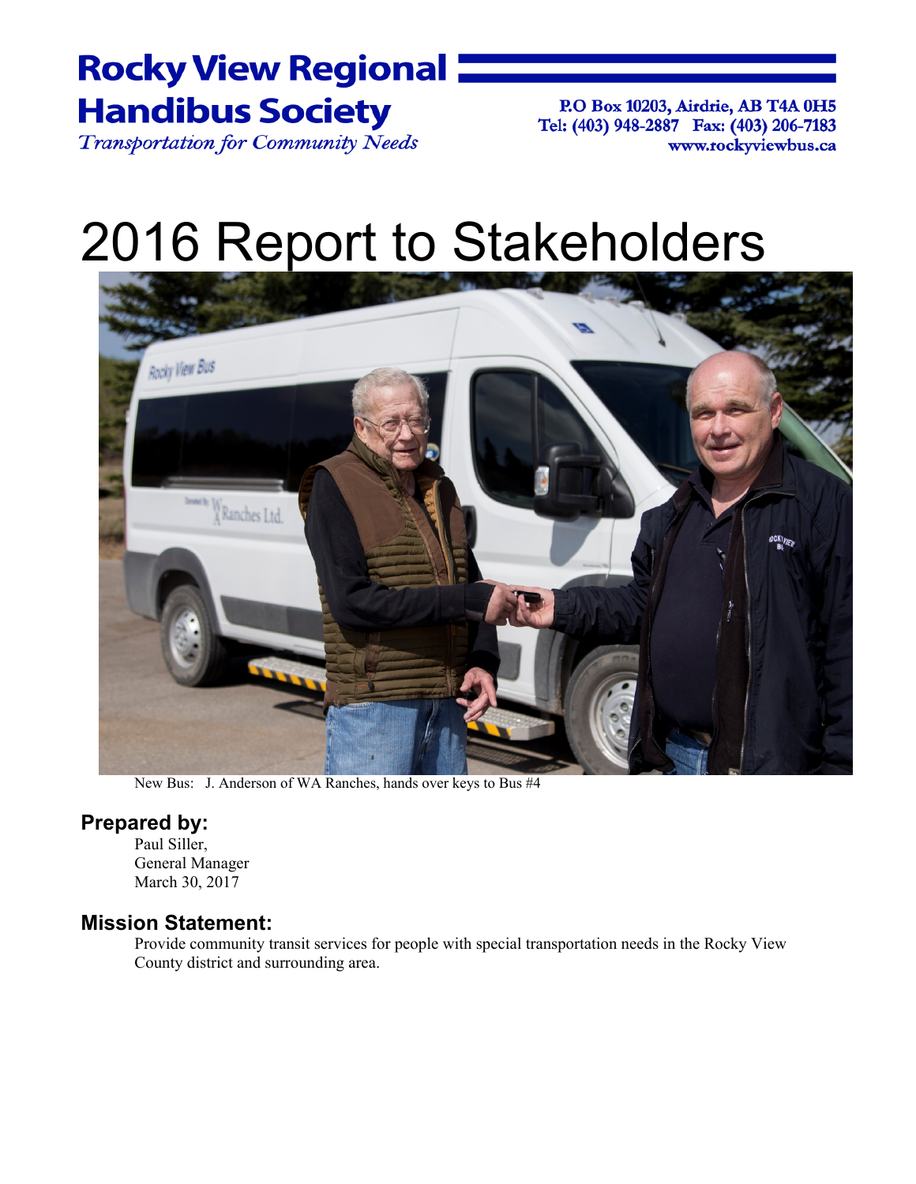# Rocky View Regional Handibus Society

*Transportation for Community Needs*

P.O Box 10203, Airdrie, AB T4A 0H5
Tel: (403) 948-2887 Fax: (403) 206-7183
www.rockyviewbus.ca

# 2016 Report to Stakeholders

New Bus: J. Anderson of WA Ranches, hands over keys to Bus #4

## Prepared by:

Paul Siller,
General Manager
March 30, 2017

## Mission Statement:

Provide community transit services for people with special transportation needs in the Rocky View County district and surrounding area.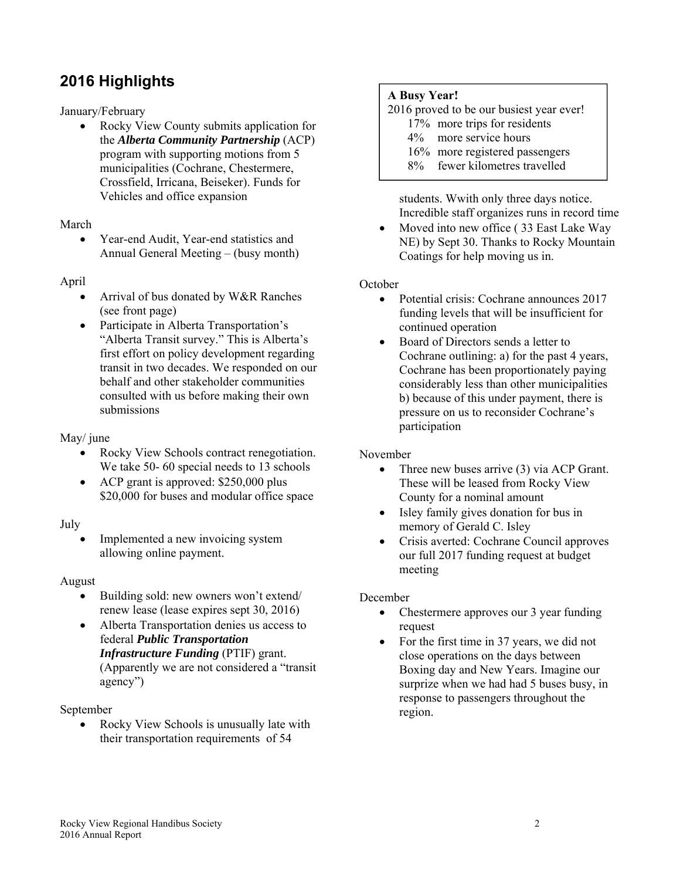## 2016 Highlights

January/February

- Rocky View County submits application for the ***Alberta Community Partnership*** (ACP) program with supporting motions from 5 municipalities (Cochrane, Chestermere, Crossfield, Irricana, Beiseker). Funds for Vehicles and office expansion

March

- Year-end Audit, Year-end statistics and Annual General Meeting – (busy month)

April

- Arrival of bus donated by W&R Ranches (see front page)
- Participate in Alberta Transportation's "Alberta Transit survey." This is Alberta's first effort on policy development regarding transit in two decades. We responded on our behalf and other stakeholder communities consulted with us before making their own submissions

May/ june

- Rocky View Schools contract renegotiation. We take 50- 60 special needs to 13 schools
- ACP grant is approved: $250,000 plus $20,000 for buses and modular office space

July

- Implemented a new invoicing system allowing online payment.

August

- Building sold: new owners won't extend/ renew lease (lease expires sept 30, 2016)
- Alberta Transportation denies us access to federal ***Public Transportation Infrastructure Funding*** (PTIF) grant. (Apparently we are not considered a "transit agency")

September

- Rocky View Schools is unusually late with their transportation requirements of 54 students. Wwith only three days notice. Incredible staff organizes runs in record time
- Moved into new office ( 33 East Lake Way NE) by Sept 30. Thanks to Rocky Mountain Coatings for help moving us in.

October

- Potential crisis: Cochrane announces 2017 funding levels that will be insufficient for continued operation
- Board of Directors sends a letter to Cochrane outlining: a) for the past 4 years, Cochrane has been proportionately paying considerably less than other municipalities b) because of this under payment, there is pressure on us to reconsider Cochrane's participation

November

- Three new buses arrive (3) via ACP Grant. These will be leased from Rocky View County for a nominal amount
- Isley family gives donation for bus in memory of Gerald C. Isley
- Crisis averted: Cochrane Council approves our full 2017 funding request at budget meeting

December

- Chestermere approves our 3 year funding request
- For the first time in 37 years, we did not close operations on the days between Boxing day and New Years. Imagine our surprize when we had had 5 buses busy, in response to passengers throughout the region.

**A Busy Year!**

2016 proved to be our busiest year ever!

- 17% more trips for residents
- 4% more service hours
- 16% more registered passengers
- 8% fewer kilometres travelled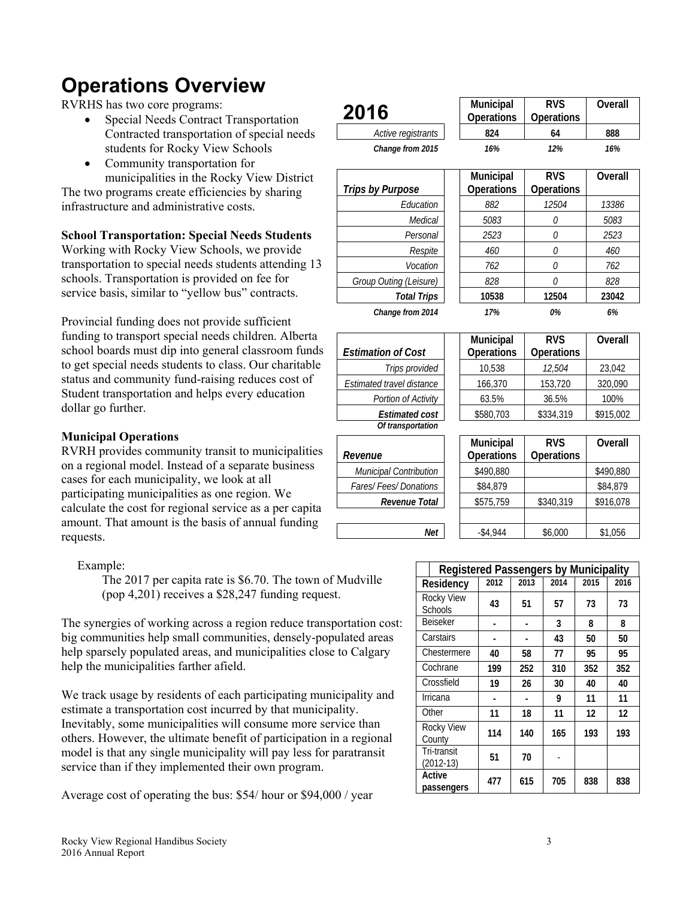# Operations Overview

RVRHS has two core programs:

- Special Needs Contract Transportation Contracted transportation of special needs students for Rocky View Schools
- Community transportation for municipalities in the Rocky View District

The two programs create efficiencies by sharing infrastructure and administrative costs.

**School Transportation: Special Needs Students**
Working with Rocky View Schools, we provide transportation to special needs students attending 13 schools. Transportation is provided on fee for service basis, similar to "yellow bus" contracts.

Provincial funding does not provide sufficient funding to transport special needs children. Alberta school boards must dip into general classroom funds to get special needs students to class. Our charitable status and community fund-raising reduces cost of Student transportation and helps every education dollar go further.

**Municipal Operations**
RVRH provides community transit to municipalities on a regional model. Instead of a separate business cases for each municipality, we look at all participating municipalities as one region. We calculate the cost for regional service as a per capita amount. That amount is the basis of annual funding requests.

| 2016 | Municipal Operations | RVS Operations | Overall |
|---|---|---|---|
| *Active registrants* | **824** | **64** | **888** |
| ***Change from 2015*** | ***16%*** | ***12%*** | ***16%*** |

| *Trips by Purpose* | Municipal Operations | RVS Operations | Overall |
|---|---|---|---|
| *Education* | *882* | *12504* | *13386* |
| *Medical* | *5083* | *0* | *5083* |
| *Personal* | *2523* | *0* | *2523* |
| *Respite* | *460* | *0* | *460* |
| *Vocation* | *762* | *0* | *762* |
| *Group Outing (Leisure)* | *828* | *0* | *828* |
| ***Total Trips*** | **10538** | **12504** | **23042** |
| ***Change from 2014*** | ***17%*** | ***0%*** | ***6%*** |

| *Estimation of Cost* | Municipal Operations | RVS Operations | Overall |
|---|---|---|---|
| *Trips provided* | 10,538 | *12,504* | 23,042 |
| *Estimated travel distance* | 166,370 | 153,720 | 320,090 |
| *Portion of Activity* | 63.5% | 36.5% | 100% |
| ***Estimated cost Of transportation*** | $580,703 | $334,319 | $915,002 |

| *Revenue* | Municipal Operations | RVS Operations | Overall |
|---|---|---|---|
| *Municipal Contribution* | $490,880 | | $490,880 |
| *Fares/ Fees/ Donations* | $84,879 | | $84,879 |
| ***Revenue Total*** | $575,759 | $340,319 | $916,078 |
| | | | |
| ***Net*** | -$4,944 | $6,000 | $1,056 |

Example:

The 2017 per capita rate is $6.70. The town of Mudville (pop 4,201) receives a $28,247 funding request.

The synergies of working across a region reduce transportation cost: big communities help small communities, densely-populated areas help sparsely populated areas, and municipalities close to Calgary help the municipalities farther afield.

We track usage by residents of each participating municipality and estimate a transportation cost incurred by that municipality. Inevitably, some municipalities will consume more service than others. However, the ultimate benefit of participation in a regional model is that any single municipality will pay less for paratransit service than if they implemented their own program.

Average cost of operating the bus: $54/ hour or $94,000 / year

| Registered Passengers by Municipality | | | | | |
|---|---|---|---|---|---|
| **Residency** | **2012** | **2013** | **2014** | **2015** | **2016** |
| Rocky View Schools | **43** | **51** | **57** | **73** | **73** |
| Beiseker | **-** | **-** | **3** | **8** | **8** |
| Carstairs | **-** | **-** | **43** | **50** | **50** |
| Chestermere | **40** | **58** | **77** | **95** | **95** |
| Cochrane | **199** | **252** | **310** | **352** | **352** |
| Crossfield | **19** | **26** | **30** | **40** | **40** |
| Irricana | **-** | **-** | **9** | **11** | **11** |
| Other | **11** | **18** | **11** | **12** | **12** |
| Rocky View County | **114** | **140** | **165** | **193** | **193** |
| Tri-transit (2012-13) | **51** | **70** | - | | |
| **Active passengers** | **477** | **615** | **705** | **838** | **838** |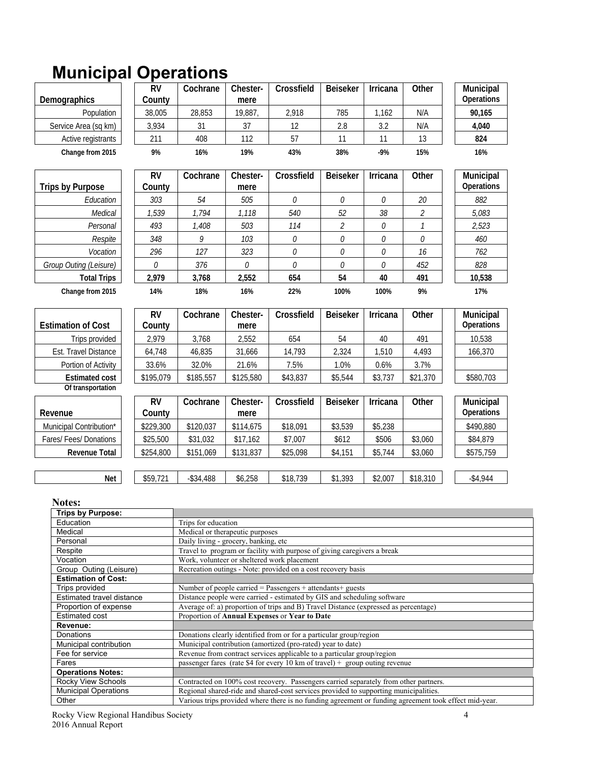# Municipal Operations

| Demographics | RV County | Cochrane | Chester-mere | Crossfield | Beiseker | Irricana | Other | Municipal Operations |
|---|---|---|---|---|---|---|---|---|
| Population | 38,005 | 28,853 | 19,887, | 2,918 | 785 | 1,162 | N/A | **90,165** |
| Service Area (sq km) | 3,934 | 31 | 37 | 12 | 2.8 | 3.2 | N/A | **4,040** |
| Active registrants | 211 | 408 | 112 | 57 | 11 | 11 | 13 | **824** |
| **Change from 2015** | **9%** | **16%** | **19%** | **43%** | **38%** | **-9%** | **15%** | **16%** |

| Trips by Purpose | RV County | Cochrane | Chester-mere | Crossfield | Beiseker | Irricana | Other | Municipal Operations |
|---|---|---|---|---|---|---|---|---|
| *Education* | *303* | *54* | *505* | *0* | *0* | *0* | *20* | *882* |
| *Medical* | *1,539* | *1,794* | *1,118* | *540* | *52* | *38* | *2* | *5,083* |
| *Personal* | *493* | *1,408* | *503* | *114* | *2* | *0* | *1* | *2,523* |
| *Respite* | *348* | *9* | *103* | *0* | *0* | *0* | *0* | *460* |
| *Vocation* | *296* | *127* | *323* | *0* | *0* | *0* | *16* | *762* |
| *Group Outing (Leisure)* | *0* | *376* | *0* | *0* | *0* | *0* | *452* | *828* |
| **Total Trips** | **2,979** | **3,768** | **2,552** | **654** | **54** | **40** | **491** | **10,538** |
| **Change from 2015** | **14%** | **18%** | **16%** | **22%** | **100%** | **100%** | **9%** | **17%** |

| Estimation of Cost | RV County | Cochrane | Chester-mere | Crossfield | Beiseker | Irricana | Other | Municipal Operations |
|---|---|---|---|---|---|---|---|---|
| Trips provided | 2,979 | 3,768 | 2,552 | 654 | 54 | 40 | 491 | 10,538 |
| Est. Travel Distance | 64,748 | 46,835 | 31,666 | 14,793 | 2,324 | 1,510 | 4,493 | 166,370 |
| Portion of Activity | 33.6% | 32.0% | 21.6% | 7.5% | 1.0% | 0.6% | 3.7% | |
| **Estimated cost Of transportation** | $195,079 | $185,557 | $125,580 | $43,837 | $5,544 | $3,737 | $21,370 | $580,703 |

| Revenue | RV County | Cochrane | Chester-mere | Crossfield | Beiseker | Irricana | Other | Municipal Operations |
|---|---|---|---|---|---|---|---|---|
| Municipal Contribution* | $229,300 | $120,037 | $114,675 | $18,091 | $3,539 | $5,238 | | $490,880 |
| Fares/ Fees/ Donations | $25,500 | $31,032 | $17,162 | $7,007 | $612 | $506 | $3,060 | $84,879 |
| **Revenue Total** | $254,800 | $151,069 | $131,837 | $25,098 | $4,151 | $5,744 | $3,060 | $575,759 |
| **Net** | $59,721 | -$34,488 | $6,258 | $18,739 | $1,393 | $2,007 | $18,310 | -$4,944 |

**Notes:**

| **Trips by Purpose:** | |
|---|---|
| Education | Trips for education |
| Medical | Medical or therapeutic purposes |
| Personal | Daily living - grocery, banking, etc |
| Respite | Travel to program or facility with purpose of giving caregivers a break |
| Vocation | Work, volunteer or sheltered work placement |
| Group Outing (Leisure) | Recreation outings - Note: provided on a cost recovery basis |
| **Estimation of Cost:** | |
| Trips provided | Number of people carried = Passengers + attendants+ guests |
| Estimated travel distance | Distance people were carried - estimated by GIS and scheduling software |
| Proportion of expense | Average of: a) proportion of trips and B) Travel Distance (expressed as percentage) |
| Estimated cost | Proportion of **Annual Expenses** or **Year to Date** |
| **Revenue:** | |
| Donations | Donations clearly identified from or for a particular group/region |
| Municipal contribution | Municipal contribution (amortized (pro-rated) year to date) |
| Fee for service | Revenue from contract services applicable to a particular group/region |
| Fares | passenger fares (rate $4 for every 10 km of travel) + group outing revenue |
| **Operations Notes:** | |
| Rocky View Schools | Contracted on 100% cost recovery. Passengers carried separately from other partners. |
| Municipal Operations | Regional shared-ride and shared-cost services provided to supporting municipalities. |
| Other | Various trips provided where there is no funding agreement or funding agreement took effect mid-year. |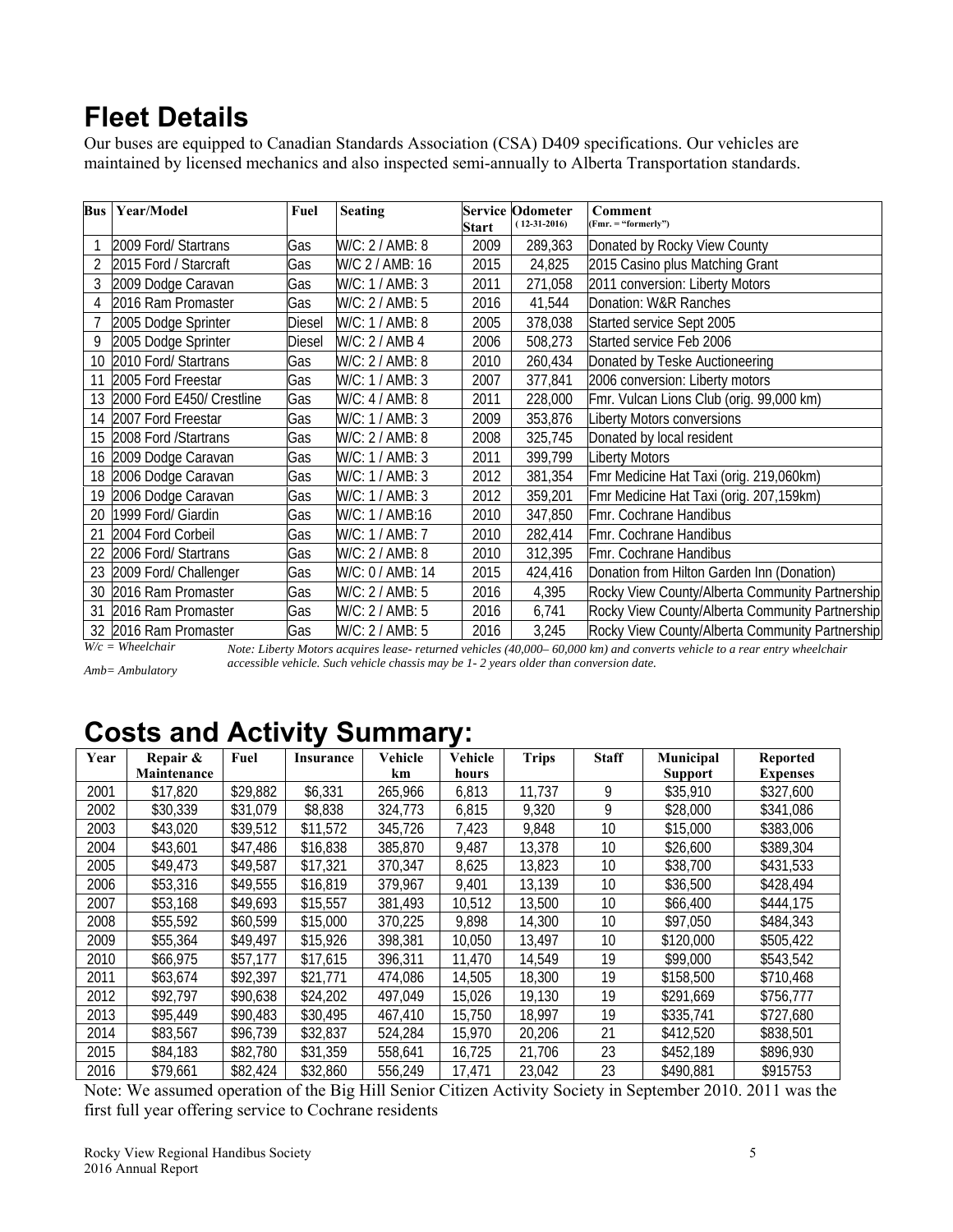# Fleet Details

Our buses are equipped to Canadian Standards Association (CSA) D409 specifications. Our vehicles are maintained by licensed mechanics and also inspected semi-annually to Alberta Transportation standards.

| Bus | Year/Model | Fuel | Seating | Service Start | Odometer (12-31-2016) | Comment (Fmr. = "formerly") |
|---|---|---|---|---|---|---|
| 1 | 2009 Ford/ Startrans | Gas | W/C: 2 / AMB: 8 | 2009 | 289,363 | Donated by Rocky View County |
| 2 | 2015 Ford / Starcraft | Gas | W/C 2 / AMB: 16 | 2015 | 24,825 | 2015 Casino plus Matching Grant |
| 3 | 2009 Dodge Caravan | Gas | W/C: 1 / AMB: 3 | 2011 | 271,058 | 2011 conversion: Liberty Motors |
| 4 | 2016 Ram Promaster | Gas | W/C: 2 / AMB: 5 | 2016 | 41,544 | Donation: W&R Ranches |
| 7 | 2005 Dodge Sprinter | Diesel | W/C: 1 / AMB: 8 | 2005 | 378,038 | Started service Sept 2005 |
| 9 | 2005 Dodge Sprinter | Diesel | W/C: 2 / AMB 4 | 2006 | 508,273 | Started service Feb 2006 |
| 10 | 2010 Ford/ Startrans | Gas | W/C: 2 / AMB: 8 | 2010 | 260,434 | Donated by Teske Auctioneering |
| 11 | 2005 Ford Freestar | Gas | W/C: 1 / AMB: 3 | 2007 | 377,841 | 2006 conversion: Liberty motors |
| 13 | 2000 Ford E450/ Crestline | Gas | W/C: 4 / AMB: 8 | 2011 | 228,000 | Fmr. Vulcan Lions Club (orig. 99,000 km) |
| 14 | 2007 Ford Freestar | Gas | W/C: 1 / AMB: 3 | 2009 | 353,876 | Liberty Motors conversions |
| 15 | 2008 Ford /Startrans | Gas | W/C: 2 / AMB: 8 | 2008 | 325,745 | Donated by local resident |
| 16 | 2009 Dodge Caravan | Gas | W/C: 1 / AMB: 3 | 2011 | 399,799 | Liberty Motors |
| 18 | 2006 Dodge Caravan | Gas | W/C: 1 / AMB: 3 | 2012 | 381,354 | Fmr Medicine Hat Taxi (orig. 219,060km) |
| 19 | 2006 Dodge Caravan | Gas | W/C: 1 / AMB: 3 | 2012 | 359,201 | Fmr Medicine Hat Taxi (orig. 207,159km) |
| 20 | 1999 Ford/ Giardin | Gas | W/C: 1 / AMB:16 | 2010 | 347,850 | Fmr. Cochrane Handibus |
| 21 | 2004 Ford Corbeil | Gas | W/C: 1 / AMB: 7 | 2010 | 282,414 | Fmr. Cochrane Handibus |
| 22 | 2006 Ford/ Startrans | Gas | W/C: 2 / AMB: 8 | 2010 | 312,395 | Fmr. Cochrane Handibus |
| 23 | 2009 Ford/ Challenger | Gas | W/C: 0 / AMB: 14 | 2015 | 424,416 | Donation from Hilton Garden Inn (Donation) |
| 30 | 2016 Ram Promaster | Gas | W/C: 2 / AMB: 5 | 2016 | 4,395 | Rocky View County/Alberta Community Partnership |
| 31 | 2016 Ram Promaster | Gas | W/C: 2 / AMB: 5 | 2016 | 6,741 | Rocky View County/Alberta Community Partnership |
| 32 | 2016 Ram Promaster | Gas | W/C: 2 / AMB: 5 | 2016 | 3,245 | Rocky View County/Alberta Community Partnership |

*W/c = Wheelchair*

*Amb= Ambulatory*

*Note: Liberty Motors acquires lease- returned vehicles (40,000– 60,000 km) and converts vehicle to a rear entry wheelchair accessible vehicle. Such vehicle chassis may be 1- 2 years older than conversion date.*

# Costs and Activity Summary:

| Year | Repair & Maintenance | Fuel | Insurance | Vehicle km | Vehicle hours | Trips | Staff | Municipal Support | Reported Expenses |
|---|---|---|---|---|---|---|---|---|---|
| 2001 | $17,820 | $29,882 | $6,331 | 265,966 | 6,813 | 11,737 | 9 | $35,910 | $327,600 |
| 2002 | $30,339 | $31,079 | $8,838 | 324,773 | 6,815 | 9,320 | 9 | $28,000 | $341,086 |
| 2003 | $43,020 | $39,512 | $11,572 | 345,726 | 7,423 | 9,848 | 10 | $15,000 | $383,006 |
| 2004 | $43,601 | $47,486 | $16,838 | 385,870 | 9,487 | 13,378 | 10 | $26,600 | $389,304 |
| 2005 | $49,473 | $49,587 | $17,321 | 370,347 | 8,625 | 13,823 | 10 | $38,700 | $431,533 |
| 2006 | $53,316 | $49,555 | $16,819 | 379,967 | 9,401 | 13,139 | 10 | $36,500 | $428,494 |
| 2007 | $53,168 | $49,693 | $15,557 | 381,493 | 10,512 | 13,500 | 10 | $66,400 | $444,175 |
| 2008 | $55,592 | $60,599 | $15,000 | 370,225 | 9,898 | 14,300 | 10 | $97,050 | $484,343 |
| 2009 | $55,364 | $49,497 | $15,926 | 398,381 | 10,050 | 13,497 | 10 | $120,000 | $505,422 |
| 2010 | $66,975 | $57,177 | $17,615 | 396,311 | 11,470 | 14,549 | 19 | $99,000 | $543,542 |
| 2011 | $63,674 | $92,397 | $21,771 | 474,086 | 14,505 | 18,300 | 19 | $158,500 | $710,468 |
| 2012 | $92,797 | $90,638 | $24,202 | 497,049 | 15,026 | 19,130 | 19 | $291,669 | $756,777 |
| 2013 | $95,449 | $90,483 | $30,495 | 467,410 | 15,750 | 18,997 | 19 | $335,741 | $727,680 |
| 2014 | $83,567 | $96,739 | $32,837 | 524,284 | 15,970 | 20,206 | 21 | $412,520 | $838,501 |
| 2015 | $84,183 | $82,780 | $31,359 | 558,641 | 16,725 | 21,706 | 23 | $452,189 | $896,930 |
| 2016 | $79,661 | $82,424 | $32,860 | 556,249 | 17,471 | 23,042 | 23 | $490,881 | $915753 |

Note: We assumed operation of the Big Hill Senior Citizen Activity Society in September 2010. 2011 was the first full year offering service to Cochrane residents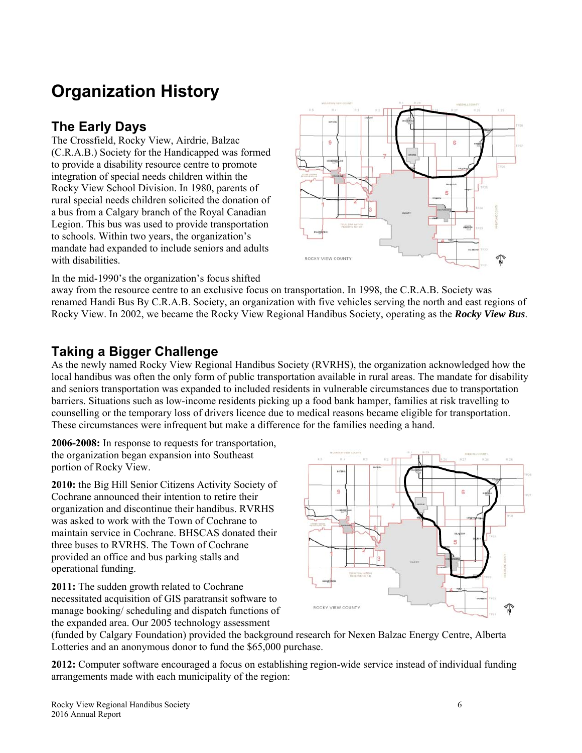# Organization History

## The Early Days

The Crossfield, Rocky View, Airdrie, Balzac (C.R.A.B.) Society for the Handicapped was formed to provide a disability resource centre to promote integration of special needs children within the Rocky View School Division. In 1980, parents of rural special needs children solicited the donation of a bus from a Calgary branch of the Royal Canadian Legion. This bus was used to provide transportation to schools. Within two years, the organization's mandate had expanded to include seniors and adults with disabilities.

In the mid-1990's the organization's focus shifted away from the resource centre to an exclusive focus on transportation. In 1998, the C.R.A.B. Society was renamed Handi Bus By C.R.A.B. Society, an organization with five vehicles serving the north and east regions of Rocky View. In 2002, we became the Rocky View Regional Handibus Society, operating as the ***Rocky View Bus***.

## Taking a Bigger Challenge

As the newly named Rocky View Regional Handibus Society (RVRHS), the organization acknowledged how the local handibus was often the only form of public transportation available in rural areas. The mandate for disability and seniors transportation was expanded to included residents in vulnerable circumstances due to transportation barriers. Situations such as low-income residents picking up a food bank hamper, families at risk travelling to counselling or the temporary loss of drivers licence due to medical reasons became eligible for transportation. These circumstances were infrequent but make a difference for the families needing a hand.

**2006-2008:** In response to requests for transportation, the organization began expansion into Southeast portion of Rocky View.

**2010:** the Big Hill Senior Citizens Activity Society of Cochrane announced their intention to retire their organization and discontinue their handibus. RVRHS was asked to work with the Town of Cochrane to maintain service in Cochrane. BHSCAS donated their three buses to RVRHS. The Town of Cochrane provided an office and bus parking stalls and operational funding.

**2011:** The sudden growth related to Cochrane necessitated acquisition of GIS paratransit software to manage booking/ scheduling and dispatch functions of the expanded area. Our 2005 technology assessment (funded by Calgary Foundation) provided the background research for Nexen Balzac Energy Centre, Alberta Lotteries and an anonymous donor to fund the $65,000 purchase.

**2012:** Computer software encouraged a focus on establishing region-wide service instead of individual funding arrangements made with each municipality of the region: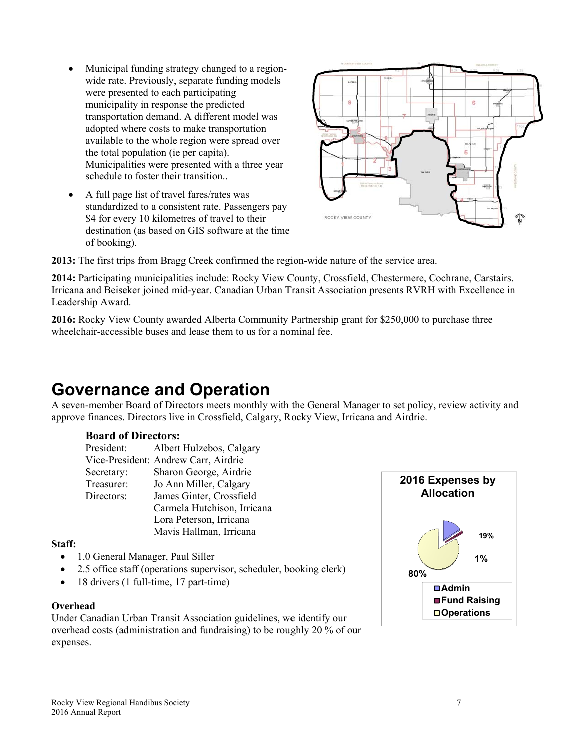- Municipal funding strategy changed to a region-wide rate. Previously, separate funding models were presented to each participating municipality in response the predicted transportation demand. A different model was adopted where costs to make transportation available to the whole region were spread over the total population (ie per capita). Municipalities were presented with a three year schedule to foster their transition..
- A full page list of travel fares/rates was standardized to a consistent rate. Passengers pay $4 for every 10 kilometres of travel to their destination (as based on GIS software at the time of booking).

**2013:** The first trips from Bragg Creek confirmed the region-wide nature of the service area.

**2014:** Participating municipalities include: Rocky View County, Crossfield, Chestermere, Cochrane, Carstairs. Irricana and Beiseker joined mid-year. Canadian Urban Transit Association presents RVRH with Excellence in Leadership Award.

**2016:** Rocky View County awarded Alberta Community Partnership grant for $250,000 to purchase three wheelchair-accessible buses and lease them to us for a nominal fee.

# Governance and Operation

A seven-member Board of Directors meets monthly with the General Manager to set policy, review activity and approve finances. Directors live in Crossfield, Calgary, Rocky View, Irricana and Airdrie.

**Board of Directors:**

| | |
|---|---|
| President: | Albert Hulzebos, Calgary |
| Vice-President: | Andrew Carr, Airdrie |
| Secretary: | Sharon George, Airdrie |
| Treasurer: | Jo Ann Miller, Calgary |
| Directors: | James Ginter, Crossfield |
| | Carmela Hutchison, Irricana |
| | Lora Peterson, Irricana |
| | Mavis Hallman, Irricana |

**Staff:**

- 1.0 General Manager, Paul Siller
- 2.5 office staff (operations supervisor, scheduler, booking clerk)
- 18 drivers (1 full-time, 17 part-time)

**Overhead**

Under Canadian Urban Transit Association guidelines, we identify our overhead costs (administration and fundraising) to be roughly 20 % of our expenses.

**2016 Expenses by Allocation**

| Allocation | Percentage |
|---|---|
| Admin | 19% |
| Fund Raising | 1% |
| Operations | 80% |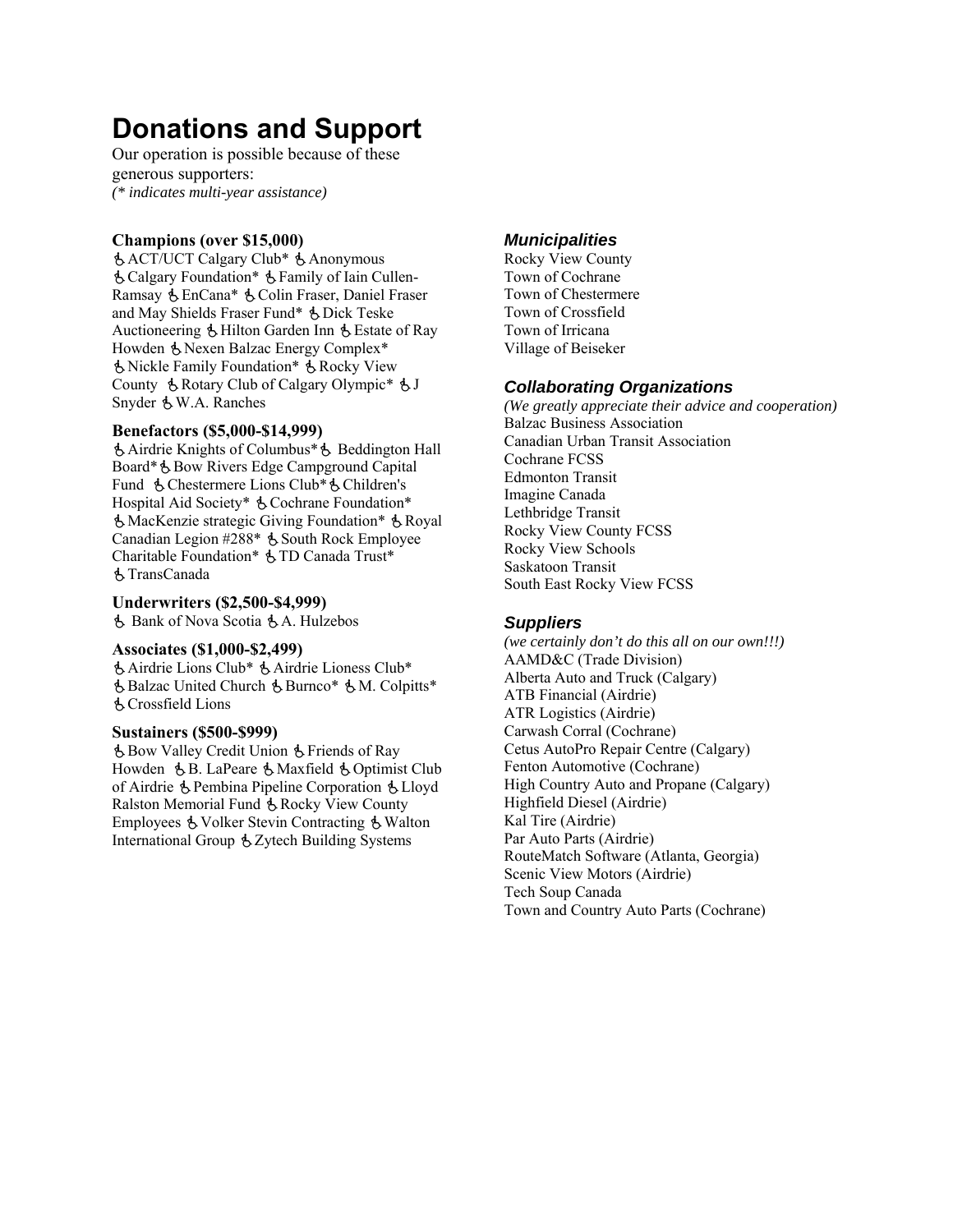# Donations and Support

Our operation is possible because of these generous supporters:
*(* indicates multi-year assistance)*

**Champions (over $15,000)**

♿ACT/UCT Calgary Club* ♿Anonymous ♿Calgary Foundation* ♿Family of Iain Cullen-Ramsay ♿EnCana* ♿Colin Fraser, Daniel Fraser and May Shields Fraser Fund* ♿Dick Teske Auctioneering ♿Hilton Garden Inn ♿Estate of Ray Howden ♿Nexen Balzac Energy Complex* ♿Nickle Family Foundation* ♿Rocky View County ♿Rotary Club of Calgary Olympic* ♿J Snyder ♿W.A. Ranches

**Benefactors ($5,000-$14,999)**

♿Airdrie Knights of Columbus*♿ Beddington Hall Board*♿Bow Rivers Edge Campground Capital Fund ♿Chestermere Lions Club*♿Children's Hospital Aid Society* ♿Cochrane Foundation* ♿MacKenzie strategic Giving Foundation* ♿Royal Canadian Legion #288* ♿South Rock Employee Charitable Foundation* ♿TD Canada Trust* ♿TransCanada

**Underwriters ($2,500-$4,999)**

♿ Bank of Nova Scotia ♿A. Hulzebos

**Associates ($1,000-$2,499)**

♿Airdrie Lions Club* ♿Airdrie Lioness Club* ♿Balzac United Church ♿Burnco* ♿M. Colpitts* ♿Crossfield Lions

**Sustainers ($500-$999)**

♿Bow Valley Credit Union ♿Friends of Ray Howden ♿B. LaPeare ♿Maxfield ♿Optimist Club of Airdrie ♿Pembina Pipeline Corporation ♿Lloyd Ralston Memorial Fund ♿Rocky View County Employees ♿Volker Stevin Contracting ♿Walton International Group ♿Zytech Building Systems

### *Municipalities*

Rocky View County
Town of Cochrane
Town of Chestermere
Town of Crossfield
Town of Irricana
Village of Beiseker

### *Collaborating Organizations*

*(We greatly appreciate their advice and cooperation)*

Balzac Business Association
Canadian Urban Transit Association
Cochrane FCSS
Edmonton Transit
Imagine Canada
Lethbridge Transit
Rocky View County FCSS
Rocky View Schools
Saskatoon Transit
South East Rocky View FCSS

### *Suppliers*

*(we certainly don't do this all on our own!!!)*

AAMD&C (Trade Division)
Alberta Auto and Truck (Calgary)
ATB Financial (Airdrie)
ATR Logistics (Airdrie)
Carwash Corral (Cochrane)
Cetus AutoPro Repair Centre (Calgary)
Fenton Automotive (Cochrane)
High Country Auto and Propane (Calgary)
Highfield Diesel (Airdrie)
Kal Tire (Airdrie)
Par Auto Parts (Airdrie)
RouteMatch Software (Atlanta, Georgia)
Scenic View Motors (Airdrie)
Tech Soup Canada
Town and Country Auto Parts (Cochrane)